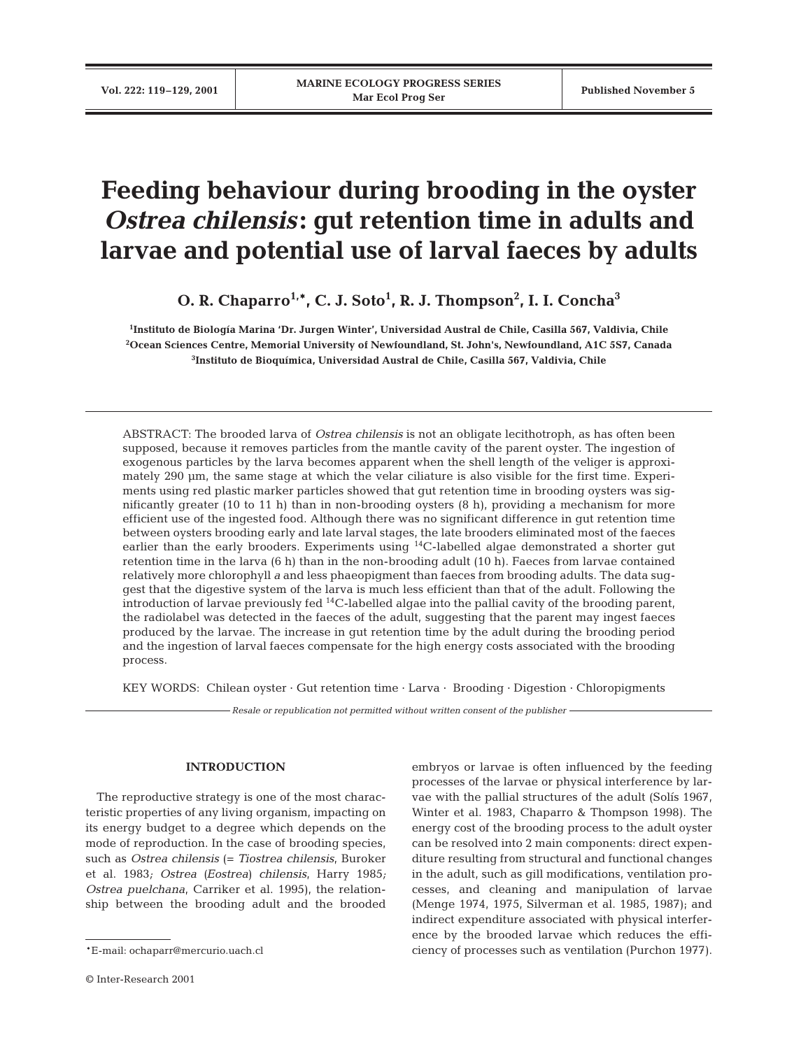# Feeding behaviour during brooding in the oyster *Ostrea chilensis*: gut retention time in adults and larvae and potential use of larval faeces by adults

**O. R. Chaparro[1,*], C. J. Soto[1], R. J. Thompson[2], I. I. Concha[3]**

[1]Instituto de Biología Marina 'Dr. Jurgen Winter', Universidad Austral de Chile, Casilla 567, Valdivia, Chile
[2]Ocean Sciences Centre, Memorial University of Newfoundland, St. John's, Newfoundland, A1C 5S7, Canada
[3]Instituto de Bioquímica, Universidad Austral de Chile, Casilla 567, Valdivia, Chile

ABSTRACT: The brooded larva of *Ostrea chilensis* is not an obligate lecithotroph, as has often been supposed, because it removes particles from the mantle cavity of the parent oyster. The ingestion of exogenous particles by the larva becomes apparent when the shell length of the veliger is approximately 290 µm, the same stage at which the velar ciliature is also visible for the first time. Experiments using red plastic marker particles showed that gut retention time in brooding oysters was significantly greater (10 to 11 h) than in non-brooding oysters (8 h), providing a mechanism for more efficient use of the ingested food. Although there was no significant difference in gut retention time between oysters brooding early and late larval stages, the late brooders eliminated most of the faeces earlier than the early brooders. Experiments using $^{14}C$-labelled algae demonstrated a shorter gut retention time in the larva (6 h) than in the non-brooding adult (10 h). Faeces from larvae contained relatively more chlorophyll *a* and less phaeopigment than faeces from brooding adults. The data suggest that the digestive system of the larva is much less efficient than that of the adult. Following the introduction of larvae previously fed $^{14}C$-labelled algae into the pallial cavity of the brooding parent, the radiolabel was detected in the faeces of the adult, suggesting that the parent may ingest faeces produced by the larvae. The increase in gut retention time by the adult during the brooding period and the ingestion of larval faeces compensate for the high energy costs associated with the brooding process.

KEY WORDS: Chilean oyster · Gut retention time · Larva · Brooding · Digestion · Chloropigments

*Resale or republication not permitted without written consent of the publisher*

## INTRODUCTION

The reproductive strategy is one of the most characteristic properties of any living organism, impacting on its energy budget to a degree which depends on the mode of reproduction. In the case of brooding species, such as *Ostrea chilensis* (= *Tiostrea chilensis*, Buroker et al. 1983; *Ostrea* (*Eostrea*) *chilensis*, Harry 1985; *Ostrea puelchana*, Carriker et al. 1995), the relationship between the brooding adult and the brooded embryos or larvae is often influenced by the feeding processes of the larvae or physical interference by larvae with the pallial structures of the adult (Solís 1967, Winter et al. 1983, Chaparro & Thompson 1998). The energy cost of the brooding process to the adult oyster can be resolved into 2 main components: direct expenditure resulting from structural and functional changes in the adult, such as gill modifications, ventilation processes, and cleaning and manipulation of larvae (Menge 1974, 1975, Silverman et al. 1985, 1987); and indirect expenditure associated with physical interference by the brooded larvae which reduces the efficiency of processes such as ventilation (Purchon 1977).

*E-mail: ochaparr@mercurio.uach.cl

© Inter-Research 2001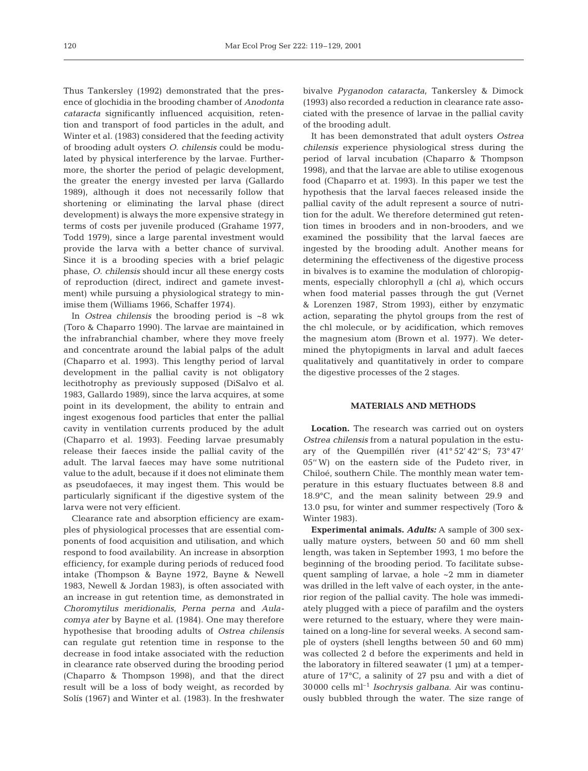Thus Tankersley (1992) demonstrated that the presence of glochidia in the brooding chamber of *Anodonta cataracta* significantly influenced acquisition, retention and transport of food particles in the adult, and Winter et al. (1983) considered that the feeding activity of brooding adult oysters *O. chilensis* could be modulated by physical interference by the larvae. Furthermore, the shorter the period of pelagic development, the greater the energy invested per larva (Gallardo 1989), although it does not necessarily follow that shortening or eliminating the larval phase (direct development) is always the more expensive strategy in terms of costs per juvenile produced (Grahame 1977, Todd 1979), since a large parental investment would provide the larva with a better chance of survival. Since it is a brooding species with a brief pelagic phase, *O. chilensis* should incur all these energy costs of reproduction (direct, indirect and gamete investment) while pursuing a physiological strategy to minimise them (Williams 1966, Schaffer 1974).

In *Ostrea chilensis* the brooding period is ~8 wk (Toro & Chaparro 1990). The larvae are maintained in the infrabranchial chamber, where they move freely and concentrate around the labial palps of the adult (Chaparro et al. 1993). This lengthy period of larval development in the pallial cavity is not obligatory lecithotrophy as previously supposed (DiSalvo et al. 1983, Gallardo 1989), since the larva acquires, at some point in its development, the ability to entrain and ingest exogenous food particles that enter the pallial cavity in ventilation currents produced by the adult (Chaparro et al. 1993). Feeding larvae presumably release their faeces inside the pallial cavity of the adult. The larval faeces may have some nutritional value to the adult, because if it does not eliminate them as pseudofaeces, it may ingest them. This would be particularly significant if the digestive system of the larva were not very efficient.

Clearance rate and absorption efficiency are examples of physiological processes that are essential components of food acquisition and utilisation, and which respond to food availability. An increase in absorption efficiency, for example during periods of reduced food intake (Thompson & Bayne 1972, Bayne & Newell 1983, Newell & Jordan 1983), is often associated with an increase in gut retention time, as demonstrated in *Choromytilus meridionalis*, *Perna perna* and *Aulacomya ater* by Bayne et al. (1984). One may therefore hypothesise that brooding adults of *Ostrea chilensis* can regulate gut retention time in response to the decrease in food intake associated with the reduction in clearance rate observed during the brooding period (Chaparro & Thompson 1998), and that the direct result will be a loss of body weight, as recorded by Solís (1967) and Winter et al. (1983). In the freshwater bivalve *Pyganodon cataracta*, Tankersley & Dimock (1993) also recorded a reduction in clearance rate associated with the presence of larvae in the pallial cavity of the brooding adult.

It has been demonstrated that adult oysters *Ostrea chilensis* experience physiological stress during the period of larval incubation (Chaparro & Thompson 1998), and that the larvae are able to utilise exogenous food (Chaparro et at. 1993). In this paper we test the hypothesis that the larval faeces released inside the pallial cavity of the adult represent a source of nutrition for the adult. We therefore determined gut retention times in brooders and in non-brooders, and we examined the possibility that the larval faeces are ingested by the brooding adult. Another means for determining the effectiveness of the digestive process in bivalves is to examine the modulation of chloropigments, especially chlorophyll *a* (chl *a*), which occurs when food material passes through the gut (Vernet & Lorenzen 1987, Strom 1993), either by enzymatic action, separating the phytol groups from the rest of the chl molecule, or by acidification, which removes the magnesium atom (Brown et al. 1977). We determined the phytopigments in larval and adult faeces qualitatively and quantitatively in order to compare the digestive processes of the 2 stages.

## MATERIALS AND METHODS

**Location.** The research was carried out on oysters *Ostrea chilensis* from a natural population in the estuary of the Quempillén river (41° 52′ 42″ S; 73° 47′ 05″ W) on the eastern side of the Pudeto river, in Chiloé, southern Chile. The monthly mean water temperature in this estuary fluctuates between 8.8 and 18.9°C, and the mean salinity between 29.9 and 13.0 psu, for winter and summer respectively (Toro & Winter 1983).

**Experimental animals.** ***Adults:*** A sample of 300 sexually mature oysters, between 50 and 60 mm shell length, was taken in September 1993, 1 mo before the beginning of the brooding period. To facilitate subsequent sampling of larvae, a hole ~2 mm in diameter was drilled in the left valve of each oyster, in the anterior region of the pallial cavity. The hole was immediately plugged with a piece of parafilm and the oysters were returned to the estuary, where they were maintained on a long-line for several weeks. A second sample of oysters (shell lengths between 50 and 60 mm) was collected 2 d before the experiments and held in the laboratory in filtered seawater (1 µm) at a temperature of 17°C, a salinity of 27 psu and with a diet of 30 000 cells ml$^{-1}$ *Isochrysis galbana*. Air was continuously bubbled through the water. The size range of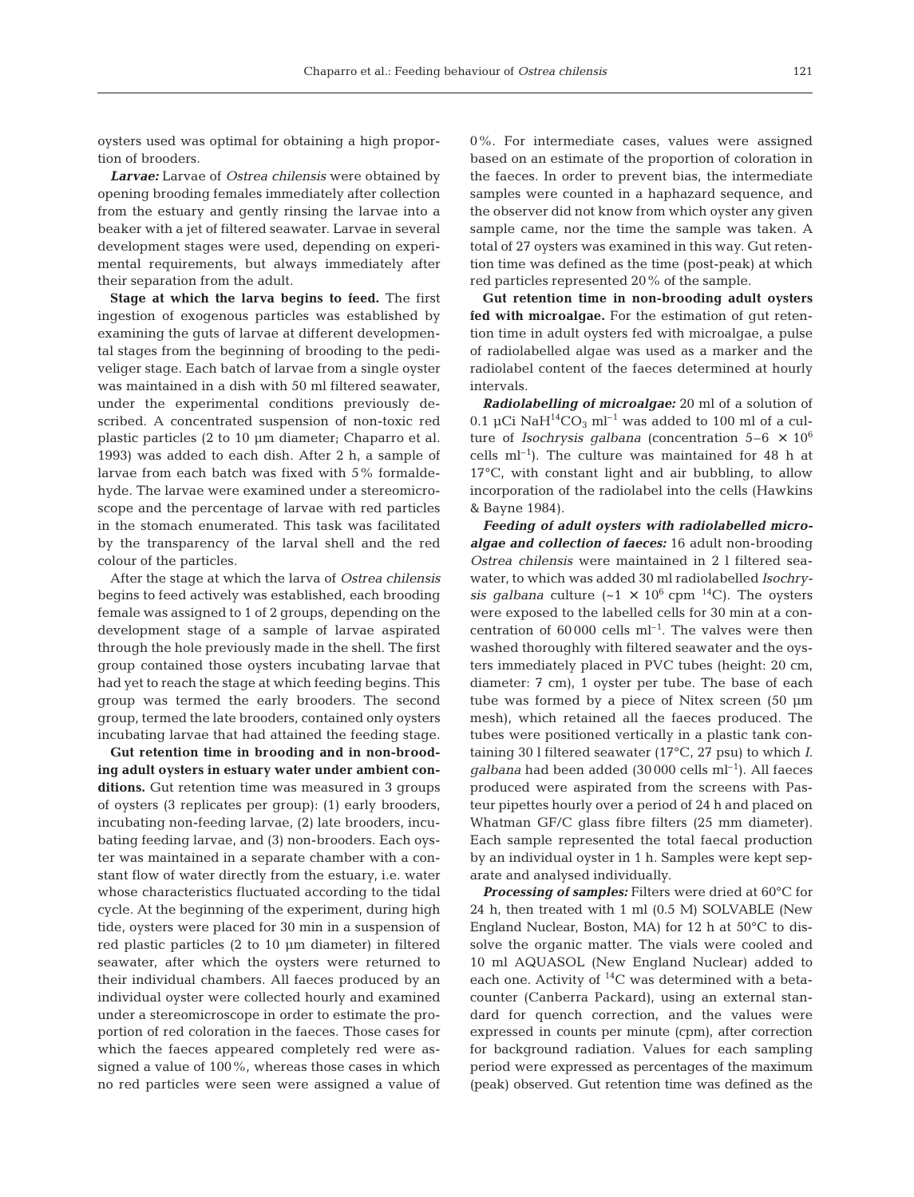oysters used was optimal for obtaining a high proportion of brooders.

***Larvae:*** Larvae of *Ostrea chilensis* were obtained by opening brooding females immediately after collection from the estuary and gently rinsing the larvae into a beaker with a jet of filtered seawater. Larvae in several development stages were used, depending on experimental requirements, but always immediately after their separation from the adult.

**Stage at which the larva begins to feed.** The first ingestion of exogenous particles was established by examining the guts of larvae at different developmental stages from the beginning of brooding to the pediveliger stage. Each batch of larvae from a single oyster was maintained in a dish with 50 ml filtered seawater, under the experimental conditions previously described. A concentrated suspension of non-toxic red plastic particles (2 to 10 µm diameter; Chaparro et al. 1993) was added to each dish. After 2 h, a sample of larvae from each batch was fixed with 5% formaldehyde. The larvae were examined under a stereomicroscope and the percentage of larvae with red particles in the stomach enumerated. This task was facilitated by the transparency of the larval shell and the red colour of the particles.

After the stage at which the larva of *Ostrea chilensis* begins to feed actively was established, each brooding female was assigned to 1 of 2 groups, depending on the development stage of a sample of larvae aspirated through the hole previously made in the shell. The first group contained those oysters incubating larvae that had yet to reach the stage at which feeding begins. This group was termed the early brooders. The second group, termed the late brooders, contained only oysters incubating larvae that had attained the feeding stage.

**Gut retention time in brooding and in non-brooding adult oysters in estuary water under ambient conditions.** Gut retention time was measured in 3 groups of oysters (3 replicates per group): (1) early brooders, incubating non-feeding larvae, (2) late brooders, incubating feeding larvae, and (3) non-brooders. Each oyster was maintained in a separate chamber with a constant flow of water directly from the estuary, i.e. water whose characteristics fluctuated according to the tidal cycle. At the beginning of the experiment, during high tide, oysters were placed for 30 min in a suspension of red plastic particles (2 to 10 µm diameter) in filtered seawater, after which the oysters were returned to their individual chambers. All faeces produced by an individual oyster were collected hourly and examined under a stereomicroscope in order to estimate the proportion of red coloration in the faeces. Those cases for which the faeces appeared completely red were assigned a value of 100%, whereas those cases in which no red particles were seen were assigned a value of 0%. For intermediate cases, values were assigned based on an estimate of the proportion of coloration in the faeces. In order to prevent bias, the intermediate samples were counted in a haphazard sequence, and the observer did not know from which oyster any given sample came, nor the time the sample was taken. A total of 27 oysters was examined in this way. Gut retention time was defined as the time (post-peak) at which red particles represented 20% of the sample.

**Gut retention time in non-brooding adult oysters fed with microalgae.** For the estimation of gut retention time in adult oysters fed with microalgae, a pulse of radiolabelled algae was used as a marker and the radiolabel content of the faeces determined at hourly intervals.

***Radiolabelling of microalgae:*** 20 ml of a solution of 0.1 µCi $NaH^{14}CO_3$ ml$^{-1}$ was added to 100 ml of a culture of *Isochrysis galbana* (concentration 5–6 × $10^6$ cells ml$^{-1}$). The culture was maintained for 48 h at 17°C, with constant light and air bubbling, to allow incorporation of the radiolabel into the cells (Hawkins & Bayne 1984).

***Feeding of adult oysters with radiolabelled microalgae and collection of faeces:*** 16 adult non-brooding *Ostrea chilensis* were maintained in 2 l filtered seawater, to which was added 30 ml radiolabelled *Isochrysis galbana* culture (~1 × $10^6$ cpm $^{14}C$). The oysters were exposed to the labelled cells for 30 min at a concentration of 60000 cells ml$^{-1}$. The valves were then washed thoroughly with filtered seawater and the oysters immediately placed in PVC tubes (height: 20 cm, diameter: 7 cm), 1 oyster per tube. The base of each tube was formed by a piece of Nitex screen (50 µm mesh), which retained all the faeces produced. The tubes were positioned vertically in a plastic tank containing 30 l filtered seawater (17°C, 27 psu) to which *I. galbana* had been added (30000 cells ml$^{-1}$). All faeces produced were aspirated from the screens with Pasteur pipettes hourly over a period of 24 h and placed on Whatman GF/C glass fibre filters (25 mm diameter). Each sample represented the total faecal production by an individual oyster in 1 h. Samples were kept separate and analysed individually.

***Processing of samples:*** Filters were dried at 60°C for 24 h, then treated with 1 ml (0.5 M) SOLVABLE (New England Nuclear, Boston, MA) for 12 h at 50°C to dissolve the organic matter. The vials were cooled and 10 ml AQUASOL (New England Nuclear) added to each one. Activity of $^{14}C$ was determined with a betacounter (Canberra Packard), using an external standard for quench correction, and the values were expressed in counts per minute (cpm), after correction for background radiation. Values for each sampling period were expressed as percentages of the maximum (peak) observed. Gut retention time was defined as the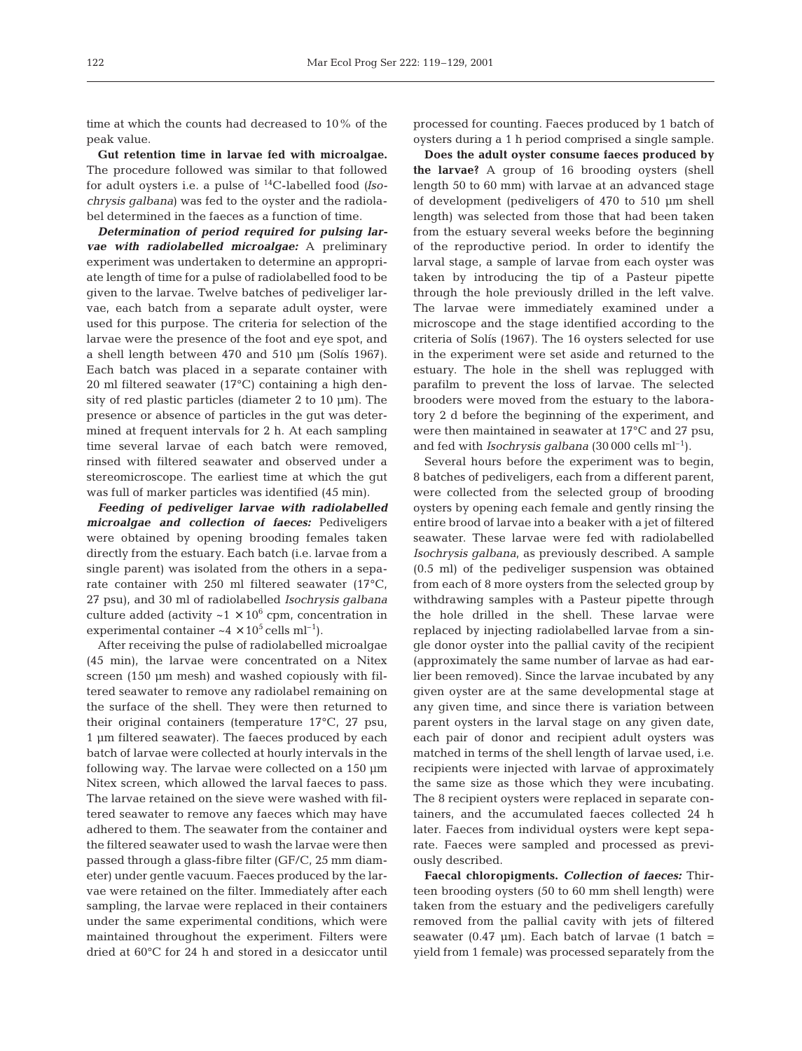time at which the counts had decreased to 10% of the peak value.

**Gut retention time in larvae fed with microalgae.** The procedure followed was similar to that followed for adult oysters i.e. a pulse of $^{14}C$-labelled food (*Isochrysis galbana*) was fed to the oyster and the radiolabel determined in the faeces as a function of time.

***Determination of period required for pulsing larvae with radiolabelled microalgae:*** A preliminary experiment was undertaken to determine an appropriate length of time for a pulse of radiolabelled food to be given to the larvae. Twelve batches of pediveliger larvae, each batch from a separate adult oyster, were used for this purpose. The criteria for selection of the larvae were the presence of the foot and eye spot, and a shell length between 470 and 510 µm (Solís 1967). Each batch was placed in a separate container with 20 ml filtered seawater (17°C) containing a high density of red plastic particles (diameter 2 to 10 µm). The presence or absence of particles in the gut was determined at frequent intervals for 2 h. At each sampling time several larvae of each batch were removed, rinsed with filtered seawater and observed under a stereomicroscope. The earliest time at which the gut was full of marker particles was identified (45 min).

***Feeding of pediveliger larvae with radiolabelled microalgae and collection of faeces:*** Pediveligers were obtained by opening brooding females taken directly from the estuary. Each batch (i.e. larvae from a single parent) was isolated from the others in a separate container with 250 ml filtered seawater (17°C, 27 psu), and 30 ml of radiolabelled *Isochrysis galbana* culture added (activity ~$1 \times 10^6$ cpm, concentration in experimental container ~$4 \times 10^5$ cells ml$^{-1}$).

After receiving the pulse of radiolabelled microalgae (45 min), the larvae were concentrated on a Nitex screen (150 µm mesh) and washed copiously with filtered seawater to remove any radiolabel remaining on the surface of the shell. They were then returned to their original containers (temperature 17°C, 27 psu, 1 µm filtered seawater). The faeces produced by each batch of larvae were collected at hourly intervals in the following way. The larvae were collected on a 150 µm Nitex screen, which allowed the larval faeces to pass. The larvae retained on the sieve were washed with filtered seawater to remove any faeces which may have adhered to them. The seawater from the container and the filtered seawater used to wash the larvae were then passed through a glass-fibre filter (GF/C, 25 mm diameter) under gentle vacuum. Faeces produced by the larvae were retained on the filter. Immediately after each sampling, the larvae were replaced in their containers under the same experimental conditions, which were maintained throughout the experiment. Filters were dried at 60°C for 24 h and stored in a desiccator until processed for counting. Faeces produced by 1 batch of oysters during a 1 h period comprised a single sample.

**Does the adult oyster consume faeces produced by the larvae?** A group of 16 brooding oysters (shell length 50 to 60 mm) with larvae at an advanced stage of development (pediveligers of 470 to 510 µm shell length) was selected from those that had been taken from the estuary several weeks before the beginning of the reproductive period. In order to identify the larval stage, a sample of larvae from each oyster was taken by introducing the tip of a Pasteur pipette through the hole previously drilled in the left valve. The larvae were immediately examined under a microscope and the stage identified according to the criteria of Solís (1967). The 16 oysters selected for use in the experiment were set aside and returned to the estuary. The hole in the shell was replugged with parafilm to prevent the loss of larvae. The selected brooders were moved from the estuary to the laboratory 2 d before the beginning of the experiment, and were then maintained in seawater at 17°C and 27 psu, and fed with *Isochrysis galbana* (30 000 cells ml$^{-1}$).

Several hours before the experiment was to begin, 8 batches of pediveligers, each from a different parent, were collected from the selected group of brooding oysters by opening each female and gently rinsing the entire brood of larvae into a beaker with a jet of filtered seawater. These larvae were fed with radiolabelled *Isochrysis galbana*, as previously described. A sample (0.5 ml) of the pediveliger suspension was obtained from each of 8 more oysters from the selected group by withdrawing samples with a Pasteur pipette through the hole drilled in the shell. These larvae were replaced by injecting radiolabelled larvae from a single donor oyster into the pallial cavity of the recipient (approximately the same number of larvae as had earlier been removed). Since the larvae incubated by any given oyster are at the same developmental stage at any given time, and since there is variation between parent oysters in the larval stage on any given date, each pair of donor and recipient adult oysters was matched in terms of the shell length of larvae used, i.e. recipients were injected with larvae of approximately the same size as those which they were incubating. The 8 recipient oysters were replaced in separate containers, and the accumulated faeces collected 24 h later. Faeces from individual oysters were kept separate. Faeces were sampled and processed as previously described.

**Faecal chloropigments.** ***Collection of faeces:*** Thirteen brooding oysters (50 to 60 mm shell length) were taken from the estuary and the pediveligers carefully removed from the pallial cavity with jets of filtered seawater (0.47 µm). Each batch of larvae (1 batch = yield from 1 female) was processed separately from the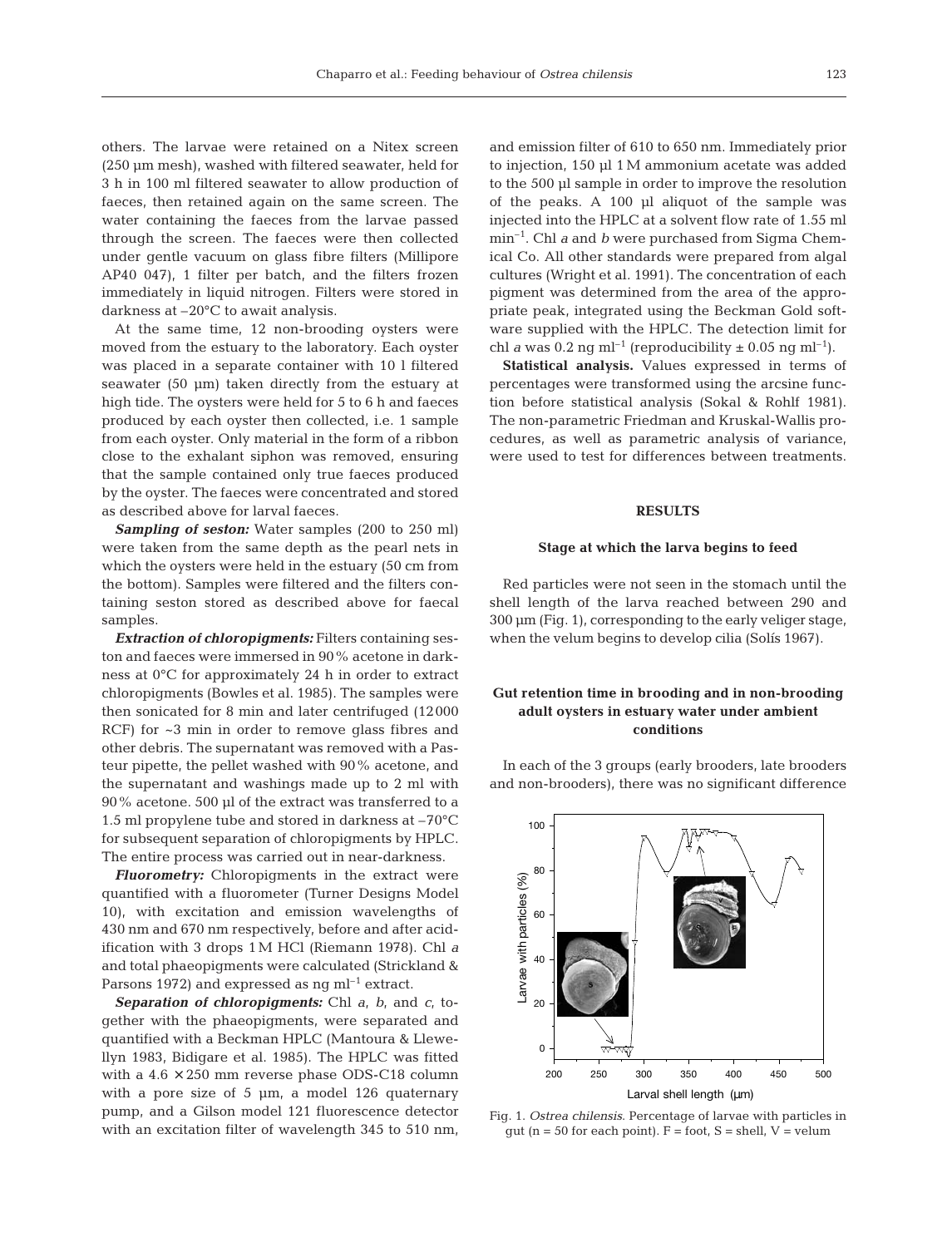others. The larvae were retained on a Nitex screen (250 µm mesh), washed with filtered seawater, held for 3 h in 100 ml filtered seawater to allow production of faeces, then retained again on the same screen. The water containing the faeces from the larvae passed through the screen. The faeces were then collected under gentle vacuum on glass fibre filters (Millipore AP40 047), 1 filter per batch, and the filters frozen immediately in liquid nitrogen. Filters were stored in darkness at –20°C to await analysis.

At the same time, 12 non-brooding oysters were moved from the estuary to the laboratory. Each oyster was placed in a separate container with 10 l filtered seawater (50 µm) taken directly from the estuary at high tide. The oysters were held for 5 to 6 h and faeces produced by each oyster then collected, i.e. 1 sample from each oyster. Only material in the form of a ribbon close to the exhalant siphon was removed, ensuring that the sample contained only true faeces produced by the oyster. The faeces were concentrated and stored as described above for larval faeces.

***Sampling of seston:*** Water samples (200 to 250 ml) were taken from the same depth as the pearl nets in which the oysters were held in the estuary (50 cm from the bottom). Samples were filtered and the filters containing seston stored as described above for faecal samples.

***Extraction of chloropigments:*** Filters containing seston and faeces were immersed in 90% acetone in darkness at 0°C for approximately 24 h in order to extract chloropigments (Bowles et al. 1985). The samples were then sonicated for 8 min and later centrifuged (12000 RCF) for ~3 min in order to remove glass fibres and other debris. The supernatant was removed with a Pasteur pipette, the pellet washed with 90% acetone, and the supernatant and washings made up to 2 ml with 90% acetone. 500 µl of the extract was transferred to a 1.5 ml propylene tube and stored in darkness at –70°C for subsequent separation of chloropigments by HPLC. The entire process was carried out in near-darkness.

***Fluorometry:*** Chloropigments in the extract were quantified with a fluorometer (Turner Designs Model 10), with excitation and emission wavelengths of 430 nm and 670 nm respectively, before and after acidification with 3 drops 1 M HCl (Riemann 1978). Chl *a* and total phaeopigments were calculated (Strickland & Parsons 1972) and expressed as ng ml$^{-1}$ extract.

***Separation of chloropigments:*** Chl *a*, *b*, and *c*, together with the phaeopigments, were separated and quantified with a Beckman HPLC (Mantoura & Llewellyn 1983, Bidigare et al. 1985). The HPLC was fitted with a 4.6 × 250 mm reverse phase ODS-C18 column with a pore size of 5 µm, a model 126 quaternary pump, and a Gilson model 121 fluorescence detector with an excitation filter of wavelength 345 to 510 nm, and emission filter of 610 to 650 nm. Immediately prior to injection, 150 µl 1 M ammonium acetate was added to the 500 µl sample in order to improve the resolution of the peaks. A 100 µl aliquot of the sample was injected into the HPLC at a solvent flow rate of 1.55 ml min$^{-1}$. Chl *a* and *b* were purchased from Sigma Chemical Co. All other standards were prepared from algal cultures (Wright et al. 1991). The concentration of each pigment was determined from the area of the appropriate peak, integrated using the Beckman Gold software supplied with the HPLC. The detection limit for chl *a* was 0.2 ng ml$^{-1}$ (reproducibility ± 0.05 ng ml$^{-1}$).

**Statistical analysis.** Values expressed in terms of percentages were transformed using the arcsine function before statistical analysis (Sokal & Rohlf 1981). The non-parametric Friedman and Kruskal-Wallis procedures, as well as parametric analysis of variance, were used to test for differences between treatments.

## RESULTS

### Stage at which the larva begins to feed

Red particles were not seen in the stomach until the shell length of the larva reached between 290 and 300 µm (Fig. 1), corresponding to the early veliger stage, when the velum begins to develop cilia (Solís 1967).

### Gut retention time in brooding and in non-brooding adult oysters in estuary water under ambient conditions

In each of the 3 groups (early brooders, late brooders and non-brooders), there was no significant difference

Fig. 1. *Ostrea chilensis*. Percentage of larvae with particles in gut (n = 50 for each point). F = foot, S = shell, V = velum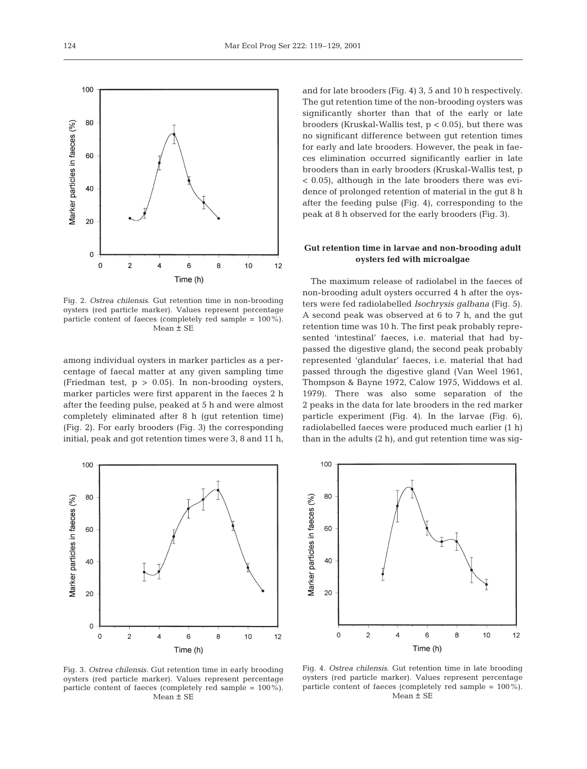Fig. 2. *Ostrea chilensis.* Gut retention time in non-brooding oysters (red particle marker). Values represent percentage particle content of faeces (completely red sample = 100%). Mean ± SE

among individual oysters in marker particles as a percentage of faecal matter at any given sampling time (Friedman test, $p > 0.05$). In non-brooding oysters, marker particles were first apparent in the faeces 2 h after the feeding pulse, peaked at 5 h and were almost completely eliminated after 8 h (gut retention time) (Fig. 2). For early brooders (Fig. 3) the corresponding initial, peak and got retention times were 3, 8 and 11 h, and for late brooders (Fig. 4) 3, 5 and 10 h respectively. The gut retention time of the non-brooding oysters was significantly shorter than that of the early or late brooders (Kruskal-Wallis test, $p < 0.05$), but there was no significant difference between gut retention times for early and late brooders. However, the peak in faeces elimination occurred significantly earlier in late brooders than in early brooders (Kruskal-Wallis test, $p < 0.05$), although in the late brooders there was evidence of prolonged retention of material in the gut 8 h after the feeding pulse (Fig. 4), corresponding to the peak at 8 h observed for the early brooders (Fig. 3).

### Gut retention time in larvae and non-brooding adult oysters fed with microalgae

The maximum release of radiolabel in the faeces of non-brooding adult oysters occurred 4 h after the oysters were fed radiolabelled *Isochrysis galbana* (Fig. 5). A second peak was observed at 6 to 7 h, and the gut retention time was 10 h. The first peak probably represented 'intestinal' faeces, i.e. material that had bypassed the digestive gland; the second peak probably represented 'glandular' faeces, i.e. material that had passed through the digestive gland (Van Weel 1961, Thompson & Bayne 1972, Calow 1975, Widdows et al. 1979). There was also some separation of the 2 peaks in the data for late brooders in the red marker particle experiment (Fig. 4). In the larvae (Fig. 6), radiolabelled faeces were produced much earlier (1 h) than in the adults (2 h), and gut retention time was sig-

Fig. 3. *Ostrea chilensis*. Gut retention time in early brooding oysters (red particle marker). Values represent percentage particle content of faeces (completely red sample = 100%). Mean ± SE

Fig. 4. *Ostrea chilensis*. Gut retention time in late brooding oysters (red particle marker). Values represent percentage particle content of faeces (completely red sample = 100%). Mean ± SE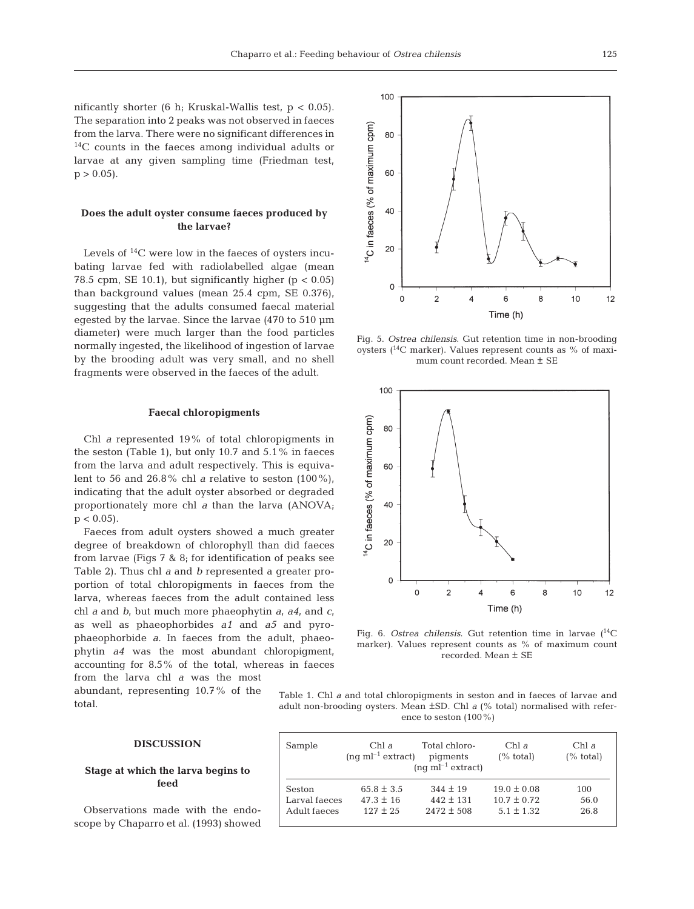nificantly shorter (6 h; Kruskal-Wallis test, $p < 0.05$). The separation into 2 peaks was not observed in faeces from the larva. There were no significant differences in $^{14}C$ counts in the faeces among individual adults or larvae at any given sampling time (Friedman test, $p > 0.05$).

### Does the adult oyster consume faeces produced by the larvae?

Levels of $^{14}C$ were low in the faeces of oysters incubating larvae fed with radiolabelled algae (mean 78.5 cpm, SE 10.1), but significantly higher ($p < 0.05$) than background values (mean 25.4 cpm, SE 0.376), suggesting that the adults consumed faecal material egested by the larvae. Since the larvae (470 to 510 µm diameter) were much larger than the food particles normally ingested, the likelihood of ingestion of larvae by the brooding adult was very small, and no shell fragments were observed in the faeces of the adult.

### Faecal chloropigments

Chl *a* represented 19% of total chloropigments in the seston (Table 1), but only 10.7 and 5.1% in faeces from the larva and adult respectively. This is equivalent to 56 and 26.8% chl *a* relative to seston (100%), indicating that the adult oyster absorbed or degraded proportionately more chl *a* than the larva (ANOVA; $p < 0.05$).

Faeces from adult oysters showed a much greater degree of breakdown of chlorophyll than did faeces from larvae (Figs 7 & 8; for identification of peaks see Table 2). Thus chl *a* and *b* represented a greater proportion of total chloropigments in faeces from the larva, whereas faeces from the adult contained less chl *a* and *b*, but much more phaeophytin *a*, *a4*, and *c*, as well as phaeophorbides *a1* and *a5* and pyrophaeophorbide *a*. In faeces from the adult, phaeophytin *a4* was the most abundant chloropigment, accounting for 8.5% of the total, whereas in faeces from the larva chl *a* was the most abundant, representing 10.7% of the total.

Fig. 5. *Ostrea chilensis*. Gut retention time in non-brooding oysters ($^{14}C$ marker). Values represent counts as % of maximum count recorded. Mean ± SE

Fig. 6. *Ostrea chilensis*. Gut retention time in larvae ($^{14}C$ marker). Values represent counts as % of maximum count recorded. Mean ± SE

Table 1. Chl *a* and total chloropigments in seston and in faeces of larvae and adult non-brooding oysters. Mean ±SD. Chl *a* (% total) normalised with reference to seston (100%)

| Sample | Chl *a* (ng ml$^{-1}$ extract) | Total chloropigments (ng ml$^{-1}$ extract) | Chl *a* (% total) | Chl *a* (% total) |
|---|---|---|---|---|
| Seston | 65.8 ± 3.5 | 344 ± 19 | 19.0 ± 0.08 | 100 |
| Larval faeces | 47.3 ± 16 | 442 ± 131 | 10.7 ± 0.72 | 56.0 |
| Adult faeces | 127 ± 25 | 2472 ± 508 | 5.1 ± 1.32 | 26.8 |

## DISCUSSION

### Stage at which the larva begins to feed

Observations made with the endoscope by Chaparro et al. (1993) showed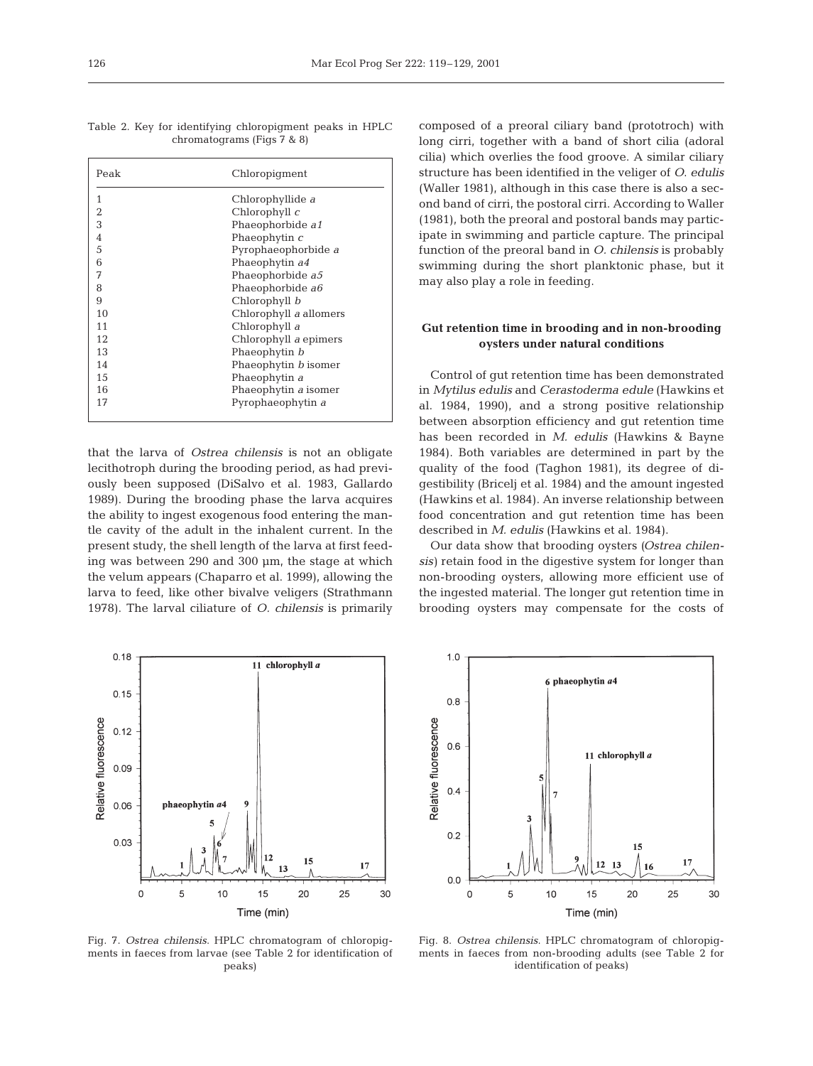Table 2. Key for identifying chloropigment peaks in HPLC chromatograms (Figs 7 & 8)

| Peak | Chloropigment |
|---|---|
| 1 | Chlorophyllide *a* |
| 2 | Chlorophyll *c* |
| 3 | Phaeophorbide *a1* |
| 4 | Phaeophytin *c* |
| 5 | Pyrophaeophorbide *a* |
| 6 | Phaeophytin *a4* |
| 7 | Phaeophorbide *a5* |
| 8 | Phaeophorbide *a6* |
| 9 | Chlorophyll *b* |
| 10 | Chlorophyll *a* allomers |
| 11 | Chlorophyll *a* |
| 12 | Chlorophyll *a* epimers |
| 13 | Phaeophytin *b* |
| 14 | Phaeophytin *b* isomer |
| 15 | Phaeophytin *a* |
| 16 | Phaeophytin *a* isomer |
| 17 | Pyrophaeophytin *a* |

that the larva of *Ostrea chilensis* is not an obligate lecithotroph during the brooding period, as had previously been supposed (DiSalvo et al. 1983, Gallardo 1989). During the brooding phase the larva acquires the ability to ingest exogenous food entering the mantle cavity of the adult in the inhalent current. In the present study, the shell length of the larva at first feeding was between 290 and 300 µm, the stage at which the velum appears (Chaparro et al. 1999), allowing the larva to feed, like other bivalve veligers (Strathmann 1978). The larval ciliature of *O. chilensis* is primarily composed of a preoral ciliary band (prototroch) with long cirri, together with a band of short cilia (adoral cilia) which overlies the food groove. A similar ciliary structure has been identified in the veliger of *O. edulis* (Waller 1981), although in this case there is also a second band of cirri, the postoral cirri. According to Waller (1981), both the preoral and postoral bands may participate in swimming and particle capture. The principal function of the preoral band in *O. chilensis* is probably swimming during the short planktonic phase, but it may also play a role in feeding.

## Gut retention time in brooding and in non-brooding oysters under natural conditions

Control of gut retention time has been demonstrated in *Mytilus edulis* and *Cerastoderma edule* (Hawkins et al. 1984, 1990), and a strong positive relationship between absorption efficiency and gut retention time has been recorded in *M. edulis* (Hawkins & Bayne 1984). Both variables are determined in part by the quality of the food (Taghon 1981), its degree of digestibility (Bricelj et al. 1984) and the amount ingested (Hawkins et al. 1984). An inverse relationship between food concentration and gut retention time has been described in *M. edulis* (Hawkins et al. 1984).

Our data show that brooding oysters (*Ostrea chilensis*) retain food in the digestive system for longer than non-brooding oysters, allowing more efficient use of the ingested material. The longer gut retention time in brooding oysters may compensate for the costs of

Fig. 7. *Ostrea chilensis*. HPLC chromatogram of chloropigments in faeces from larvae (see Table 2 for identification of peaks)

Fig. 8. *Ostrea chilensis*. HPLC chromatogram of chloropigments in faeces from non-brooding adults (see Table 2 for identification of peaks)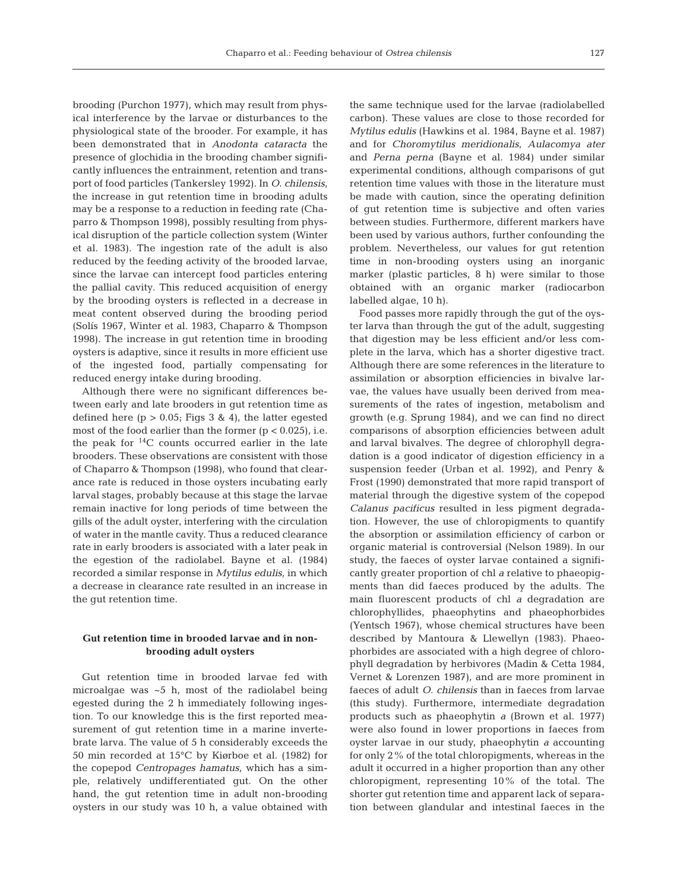brooding (Purchon 1977), which may result from physical interference by the larvae or disturbances to the physiological state of the brooder. For example, it has been demonstrated that in *Anodonta cataracta* the presence of glochidia in the brooding chamber significantly influences the entrainment, retention and transport of food particles (Tankersley 1992). In *O. chilensis*, the increase in gut retention time in brooding adults may be a response to a reduction in feeding rate (Chaparro & Thompson 1998), possibly resulting from physical disruption of the particle collection system (Winter et al. 1983). The ingestion rate of the adult is also reduced by the feeding activity of the brooded larvae, since the larvae can intercept food particles entering the pallial cavity. This reduced acquisition of energy by the brooding oysters is reflected in a decrease in meat content observed during the brooding period (Solís 1967, Winter et al. 1983, Chaparro & Thompson 1998). The increase in gut retention time in brooding oysters is adaptive, since it results in more efficient use of the ingested food, partially compensating for reduced energy intake during brooding.

Although there were no significant differences between early and late brooders in gut retention time as defined here ($p > 0.05$; Figs 3 & 4), the latter egested most of the food earlier than the former ($p < 0.025$), i.e. the peak for $^{14}C$ counts occurred earlier in the late brooders. These observations are consistent with those of Chaparro & Thompson (1998), who found that clearance rate is reduced in those oysters incubating early larval stages, probably because at this stage the larvae remain inactive for long periods of time between the gills of the adult oyster, interfering with the circulation of water in the mantle cavity. Thus a reduced clearance rate in early brooders is associated with a later peak in the egestion of the radiolabel. Bayne et al. (1984) recorded a similar response in *Mytilus edulis*, in which a decrease in clearance rate resulted in an increase in the gut retention time.

### Gut retention time in brooded larvae and in non-brooding adult oysters

Gut retention time in brooded larvae fed with microalgae was ~5 h, most of the radiolabel being egested during the 2 h immediately following ingestion. To our knowledge this is the first reported measurement of gut retention time in a marine invertebrate larva. The value of 5 h considerably exceeds the 50 min recorded at 15°C by Kiørboe et al. (1982) for the copepod *Centropages hamatus*, which has a simple, relatively undifferentiated gut. On the other hand, the gut retention time in adult non-brooding oysters in our study was 10 h, a value obtained with the same technique used for the larvae (radiolabelled carbon). These values are close to those recorded for *Mytilus edulis* (Hawkins et al. 1984, Bayne et al. 1987) and for *Choromytilus meridionalis*, *Aulacomya ater* and *Perna perna* (Bayne et al. 1984) under similar experimental conditions, although comparisons of gut retention time values with those in the literature must be made with caution, since the operating definition of gut retention time is subjective and often varies between studies. Furthermore, different markers have been used by various authors, further confounding the problem. Nevertheless, our values for gut retention time in non-brooding oysters using an inorganic marker (plastic particles, 8 h) were similar to those obtained with an organic marker (radiocarbon labelled algae, 10 h).

Food passes more rapidly through the gut of the oyster larva than through the gut of the adult, suggesting that digestion may be less efficient and/or less complete in the larva, which has a shorter digestive tract. Although there are some references in the literature to assimilation or absorption efficiencies in bivalve larvae, the values have usually been derived from measurements of the rates of ingestion, metabolism and growth (e.g. Sprung 1984), and we can find no direct comparisons of absorption efficiencies between adult and larval bivalves. The degree of chlorophyll degradation is a good indicator of digestion efficiency in a suspension feeder (Urban et al. 1992), and Penry & Frost (1990) demonstrated that more rapid transport of material through the digestive system of the copepod *Calanus pacificus* resulted in less pigment degradation. However, the use of chloropigments to quantify the absorption or assimilation efficiency of carbon or organic material is controversial (Nelson 1989). In our study, the faeces of oyster larvae contained a significantly greater proportion of chl *a* relative to phaeopigments than did faeces produced by the adults. The main fluorescent products of chl *a* degradation are chlorophyllides, phaeophytins and phaeophorbides (Yentsch 1967), whose chemical structures have been described by Mantoura & Llewellyn (1983). Phaeophorbides are associated with a high degree of chlorophyll degradation by herbivores (Madin & Cetta 1984, Vernet & Lorenzen 1987), and are more prominent in faeces of adult *O. chilensis* than in faeces from larvae (this study). Furthermore, intermediate degradation products such as phaeophytin *a* (Brown et al. 1977) were also found in lower proportions in faeces from oyster larvae in our study, phaeophytin *a* accounting for only 2% of the total chloropigments, whereas in the adult it occurred in a higher proportion than any other chloropigment, representing 10% of the total. The shorter gut retention time and apparent lack of separation between glandular and intestinal faeces in the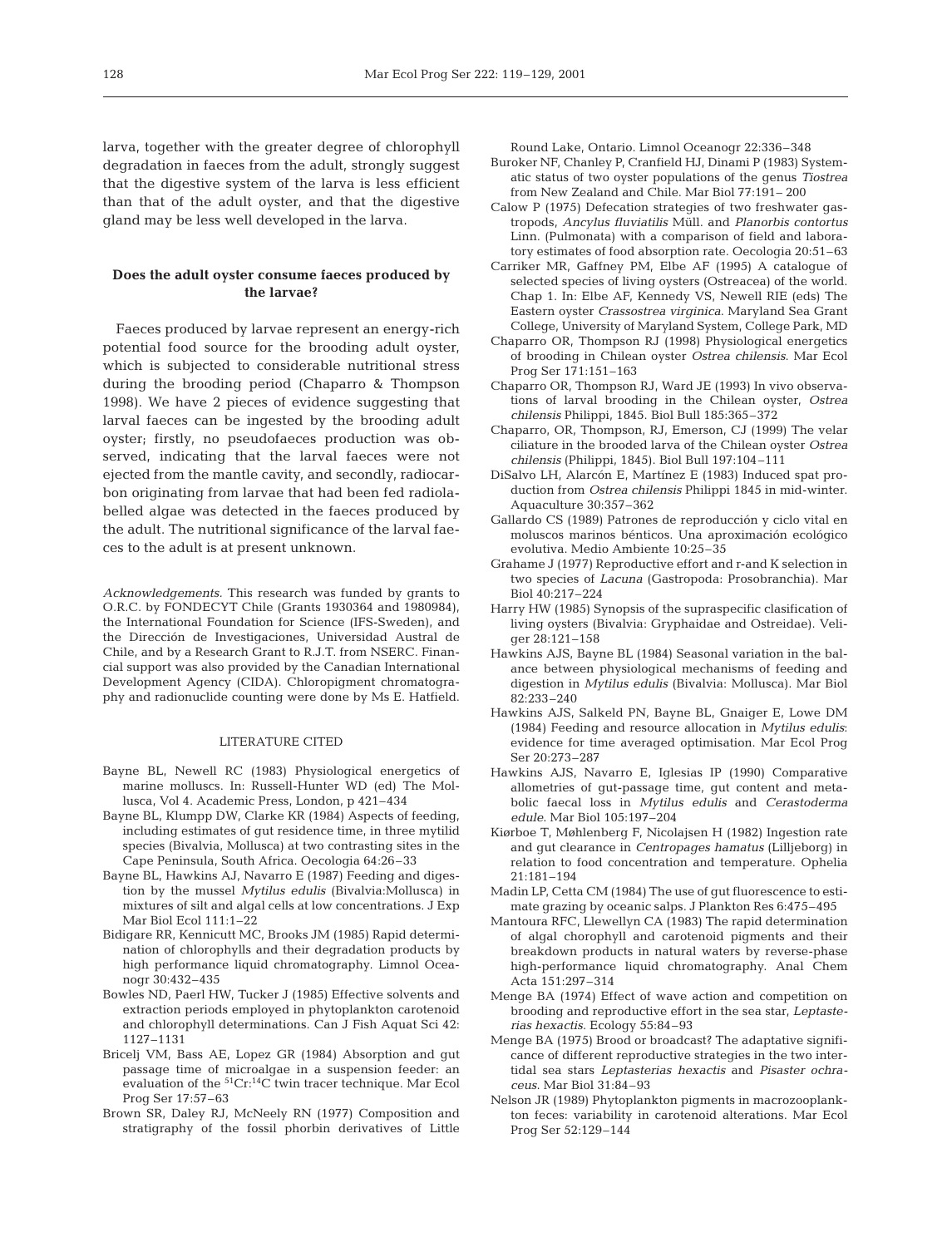larva, together with the greater degree of chlorophyll degradation in faeces from the adult, strongly suggest that the digestive system of the larva is less efficient than that of the adult oyster, and that the digestive gland may be less well developed in the larva.

### Does the adult oyster consume faeces produced by the larvae?

Faeces produced by larvae represent an energy-rich potential food source for the brooding adult oyster, which is subjected to considerable nutritional stress during the brooding period (Chaparro & Thompson 1998). We have 2 pieces of evidence suggesting that larval faeces can be ingested by the brooding adult oyster; firstly, no pseudofaeces production was observed, indicating that the larval faeces were not ejected from the mantle cavity, and secondly, radiocarbon originating from larvae that had been fed radiolabelled algae was detected in the faeces produced by the adult. The nutritional significance of the larval faeces to the adult is at present unknown.

*Acknowledgements.* This research was funded by grants to O.R.C. by FONDECYT Chile (Grants 1930364 and 1980984), the International Foundation for Science (IFS-Sweden), and the Dirección de Investigaciones, Universidad Austral de Chile, and by a Research Grant to R.J.T. from NSERC. Financial support was also provided by the Canadian International Development Agency (CIDA). Chloropigment chromatography and radionuclide counting were done by Ms E. Hatfield.

## LITERATURE CITED

- Bayne BL, Newell RC (1983) Physiological energetics of marine molluscs. In: Russell-Hunter WD (ed) The Mollusca, Vol 4. Academic Press, London, p 421–434
- Bayne BL, Klumpp DW, Clarke KR (1984) Aspects of feeding, including estimates of gut residence time, in three mytilid species (Bivalvia, Mollusca) at two contrasting sites in the Cape Peninsula, South Africa. Oecologia 64:26–33
- Bayne BL, Hawkins AJ, Navarro E (1987) Feeding and digestion by the mussel *Mytilus edulis* (Bivalvia:Mollusca) in mixtures of silt and algal cells at low concentrations. J Exp Mar Biol Ecol 111:1–22
- Bidigare RR, Kennicutt MC, Brooks JM (1985) Rapid determination of chlorophylls and their degradation products by high performance liquid chromatography. Limnol Oceanogr 30:432–435
- Bowles ND, Paerl HW, Tucker J (1985) Effective solvents and extraction periods employed in phytoplankton carotenoid and chlorophyll determinations. Can J Fish Aquat Sci 42: 1127–1131
- Bricelj VM, Bass AE, Lopez GR (1984) Absorption and gut passage time of microalgae in a suspension feeder: an evaluation of the $^{51}$Cr:$^{14}$C twin tracer technique. Mar Ecol Prog Ser 17:57–63
- Brown SR, Daley RJ, McNeely RN (1977) Composition and stratigraphy of the fossil phorbin derivatives of Little Round Lake, Ontario. Limnol Oceanogr 22:336–348
- Buroker NF, Chanley P, Cranfield HJ, Dinami P (1983) Systematic status of two oyster populations of the genus *Tiostrea* from New Zealand and Chile. Mar Biol 77:191–200
- Calow P (1975) Defecation strategies of two freshwater gastropods, *Ancylus fluviatilis* Müll. and *Planorbis contortus* Linn. (Pulmonata) with a comparison of field and laboratory estimates of food absorption rate. Oecologia 20:51–63
- Carriker MR, Gaffney PM, Elbe AF (1995) A catalogue of selected species of living oysters (Ostreacea) of the world. Chap 1. In: Elbe AF, Kennedy VS, Newell RIE (eds) The Eastern oyster *Crassostrea virginica*. Maryland Sea Grant College, University of Maryland System, College Park, MD
- Chaparro OR, Thompson RJ (1998) Physiological energetics of brooding in Chilean oyster *Ostrea chilensis*. Mar Ecol Prog Ser 171:151–163
- Chaparro OR, Thompson RJ, Ward JE (1993) In vivo observations of larval brooding in the Chilean oyster, *Ostrea chilensis* Philippi, 1845. Biol Bull 185:365–372
- Chaparro, OR, Thompson, RJ, Emerson, CJ (1999) The velar ciliature in the brooded larva of the Chilean oyster *Ostrea chilensis* (Philippi, 1845). Biol Bull 197:104–111
- DiSalvo LH, Alarcón E, Martínez E (1983) Induced spat production from *Ostrea chilensis* Philippi 1845 in mid-winter. Aquaculture 30:357–362
- Gallardo CS (1989) Patrones de reproducción y ciclo vital en moluscos marinos bénticos. Una aproximación ecológico evolutiva. Medio Ambiente 10:25–35
- Grahame J (1977) Reproductive effort and r-and K selection in two species of *Lacuna* (Gastropoda: Prosobranchia). Mar Biol 40:217–224
- Harry HW (1985) Synopsis of the supraspecific clasification of living oysters (Bivalvia: Gryphaidae and Ostreidae). Veliger 28:121–158
- Hawkins AJS, Bayne BL (1984) Seasonal variation in the balance between physiological mechanisms of feeding and digestion in *Mytilus edulis* (Bivalvia: Mollusca). Mar Biol 82:233–240
- Hawkins AJS, Salkeld PN, Bayne BL, Gnaiger E, Lowe DM (1984) Feeding and resource allocation in *Mytilus edulis*: evidence for time averaged optimisation. Mar Ecol Prog Ser 20:273–287
- Hawkins AJS, Navarro E, Iglesias IP (1990) Comparative allometries of gut-passage time, gut content and metabolic faecal loss in *Mytilus edulis* and *Cerastoderma edule*. Mar Biol 105:197–204
- Kiørboe T, Møhlenberg F, Nicolajsen H (1982) Ingestion rate and gut clearance in *Centropages hamatus* (Lilljeborg) in relation to food concentration and temperature. Ophelia 21:181–194
- Madin LP, Cetta CM (1984) The use of gut fluorescence to estimate grazing by oceanic salps. J Plankton Res 6:475–495
- Mantoura RFC, Llewellyn CA (1983) The rapid determination of algal chorophyll and carotenoid pigments and their breakdown products in natural waters by reverse-phase high-performance liquid chromatography. Anal Chem Acta 151:297–314
- Menge BA (1974) Effect of wave action and competition on brooding and reproductive effort in the sea star, *Leptasterias hexactis*. Ecology 55:84–93
- Menge BA (1975) Brood or broadcast? The adaptative significance of different reproductive strategies in the two intertidal sea stars *Leptasterias hexactis* and *Pisaster ochraceus*. Mar Biol 31:84–93
- Nelson JR (1989) Phytoplankton pigments in macrozooplankton feces: variability in carotenoid alterations. Mar Ecol Prog Ser 52:129–144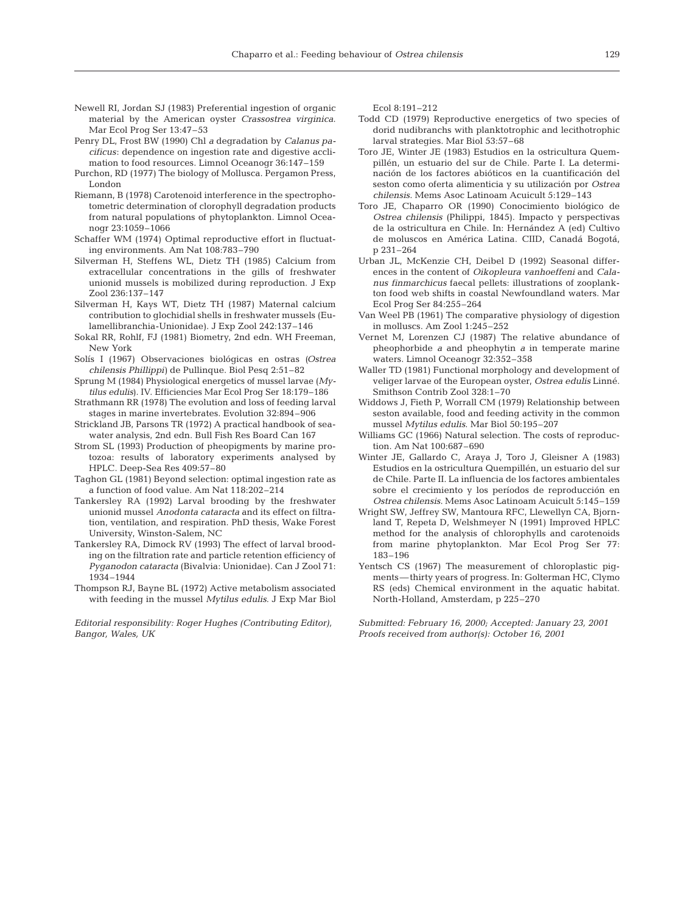Newell RI, Jordan SJ (1983) Preferential ingestion of organic material by the American oyster *Crassostrea virginica*. Mar Ecol Prog Ser 13:47–53

Penry DL, Frost BW (1990) Chl *a* degradation by *Calanus pacificus*: dependence on ingestion rate and digestive acclimation to food resources. Limnol Oceanogr 36:147–159

Purchon, RD (1977) The biology of Mollusca. Pergamon Press, London

Riemann, B (1978) Carotenoid interference in the spectrophotometric determination of clorophyll degradation products from natural populations of phytoplankton. Limnol Oceanogr 23:1059–1066

Schaffer WM (1974) Optimal reproductive effort in fluctuating environments. Am Nat 108:783–790

Silverman H, Steffens WL, Dietz TH (1985) Calcium from extracellular concentrations in the gills of freshwater unionid mussels is mobilized during reproduction. J Exp Zool 236:137–147

Silverman H, Kays WT, Dietz TH (1987) Maternal calcium contribution to glochidial shells in freshwater mussels (Eulamellibranchia-Unionidae). J Exp Zool 242:137–146

Sokal RR, Rohlf, FJ (1981) Biometry, 2nd edn. WH Freeman, New York

Solís I (1967) Observaciones biológicas en ostras (*Ostrea chilensis Phillippi*) de Pullinque. Biol Pesq 2:51–82

Sprung M (1984) Physiological energetics of mussel larvae (*Mytilus edulis*). IV. Efficiencies Mar Ecol Prog Ser 18:179–186

Strathmann RR (1978) The evolution and loss of feeding larval stages in marine invertebrates. Evolution 32:894–906

Strickland JB, Parsons TR (1972) A practical handbook of seawater analysis, 2nd edn. Bull Fish Res Board Can 167

Strom SL (1993) Production of pheopigments by marine protozoa: results of laboratory experiments analysed by HPLC. Deep-Sea Res 409:57–80

Taghon GL (1981) Beyond selection: optimal ingestion rate as a function of food value. Am Nat 118:202–214

Tankersley RA (1992) Larval brooding by the freshwater unionid mussel *Anodonta cataracta* and its effect on filtration, ventilation, and respiration. PhD thesis, Wake Forest University, Winston-Salem, NC

Tankersley RA, Dimock RV (1993) The effect of larval brooding on the filtration rate and particle retention efficiency of *Pyganodon cataracta* (Bivalvia: Unionidae). Can J Zool 71: 1934–1944

Thompson RJ, Bayne BL (1972) Active metabolism associated with feeding in the mussel *Mytilus edulis*. J Exp Mar Biol Ecol 8:191–212

Todd CD (1979) Reproductive energetics of two species of dorid nudibranchs with planktotrophic and lecithotrophic larval strategies. Mar Biol 53:57–68

Toro JE, Winter JE (1983) Estudios en la ostricultura Quempillén, un estuario del sur de Chile. Parte I. La determinación de los factores abióticos en la cuantificación del seston como oferta alimenticia y su utilización por *Ostrea chilensis*. Mems Asoc Latinoam Acuicult 5:129–143

Toro JE, Chaparro OR (1990) Conocimiento biológico de *Ostrea chilensis* (Philippi, 1845). Impacto y perspectivas de la ostricultura en Chile. In: Hernández A (ed) Cultivo de moluscos en América Latina. CIID, Canadá Bogotá, p 231–264

Urban JL, McKenzie CH, Deibel D (1992) Seasonal differences in the content of *Oikopleura vanhoeffeni* and *Calanus finmarchicus* faecal pellets: illustrations of zooplankton food web shifts in coastal Newfoundland waters. Mar Ecol Prog Ser 84:255–264

Van Weel PB (1961) The comparative physiology of digestion in molluscs. Am Zool 1:245–252

Vernet M, Lorenzen CJ (1987) The relative abundance of pheophorbide *a* and pheophytin *a* in temperate marine waters. Limnol Oceanogr 32:352–358

Waller TD (1981) Functional morphology and development of veliger larvae of the European oyster, *Ostrea edulis* Linné. Smithson Contrib Zool 328:1–70

Widdows J, Fieth P, Worrall CM (1979) Relationship between seston available, food and feeding activity in the common mussel *Mytilus edulis*. Mar Biol 50:195–207

Williams GC (1966) Natural selection. The costs of reproduction. Am Nat 100:687–690

Winter JE, Gallardo C, Araya J, Toro J, Gleisner A (1983) Estudios en la ostricultura Quempillén, un estuario del sur de Chile. Parte II. La influencia de los factores ambientales sobre el crecimiento y los períodos de reproducción en *Ostrea chilensis*. Mems Asoc Latinoam Acuicult 5:145–159

Wright SW, Jeffrey SW, Mantoura RFC, Llewellyn CA, Bjornland T, Repeta D, Welshmeyer N (1991) Improved HPLC method for the analysis of chlorophylls and carotenoids from marine phytoplankton. Mar Ecol Prog Ser 77: 183–196

Yentsch CS (1967) The measurement of chloroplastic pigments—thirty years of progress. In: Golterman HC, Clymo RS (eds) Chemical environment in the aquatic habitat. North-Holland, Amsterdam, p 225–270

*Editorial responsibility: Roger Hughes (Contributing Editor), Bangor, Wales, UK*

*Submitted: February 16, 2000; Accepted: January 23, 2001*
*Proofs received from author(s): October 16, 2001*